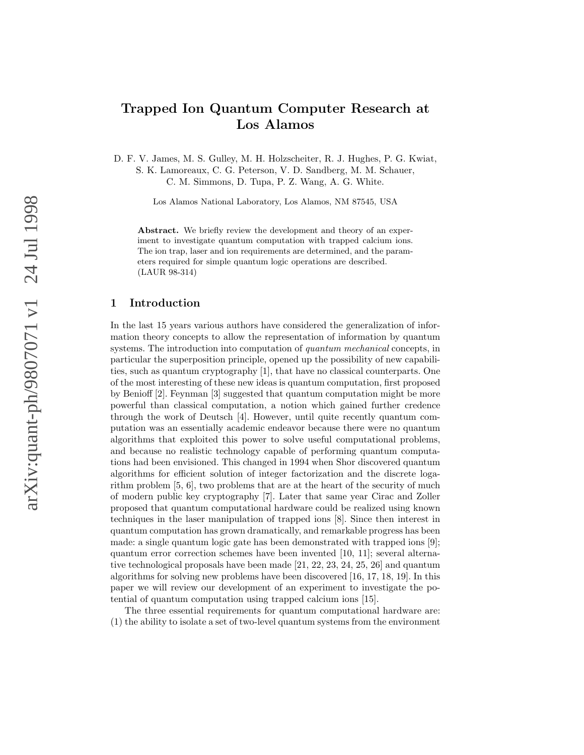# Trapped Ion Quantum Computer Research at Los Alamos

D. F. V. James, M. S. Gulley, M. H. Holzscheiter, R. J. Hughes, P. G. Kwiat, S. K. Lamoreaux, C. G. Peterson, V. D. Sandberg, M. M. Schauer, C. M. Simmons, D. Tupa, P. Z. Wang, A. G. White.

Los Alamos National Laboratory, Los Alamos, NM 87545, USA

**Abstract.** We briefly review the development and theory of an experiment to investigate quantum computation with trapped calcium ions. The ion trap, laser and ion requirements are determined, and the parameters required for simple quantum logic operations are described. (LAUR 98-314)

## 1 Introduction

In the last 15 years various authors have considered the generalization of information theory concepts to allow the representation of information by quantum systems. The introduction into computation of *quantum mechanical* concepts, in particular the superposition principle, opened up the possibility of new capabilities, such as quantum cryptography [1], that have no classical counterparts. One of the most interesting of these new ideas is quantum computation, first proposed by Benioff [2]. Feynman [3] suggested that quantum computation might be more powerful than classical computation, a notion which gained further credence through the work of Deutsch [4]. However, until quite recently quantum computation was an essentially academic endeavor because there were no quantum algorithms that exploited this power to solve useful computational problems, and because no realistic technology capable of performing quantum computations had been envisioned. This changed in 1994 when Shor discovered quantum algorithms for efficient solution of integer factorization and the discrete logarithm problem [5, 6], two problems that are at the heart of the security of much of modern public key cryptography [7]. Later that same year Cirac and Zoller proposed that quantum computational hardware could be realized using known techniques in the laser manipulation of trapped ions [8]. Since then interest in quantum computation has grown dramatically, and remarkable progress has been made: a single quantum logic gate has been demonstrated with trapped ions [9]; quantum error correction schemes have been invented [10, 11]; several alternative technological proposals have been made [21, 22, 23, 24, 25, 26] and quantum algorithms for solving new problems have been discovered [16, 17, 18, 19]. In this paper we will review our development of an experiment to investigate the potential of quantum computation using trapped calcium ions [15].

The three essential requirements for quantum computational hardware are: (1) the ability to isolate a set of two-level quantum systems from the environment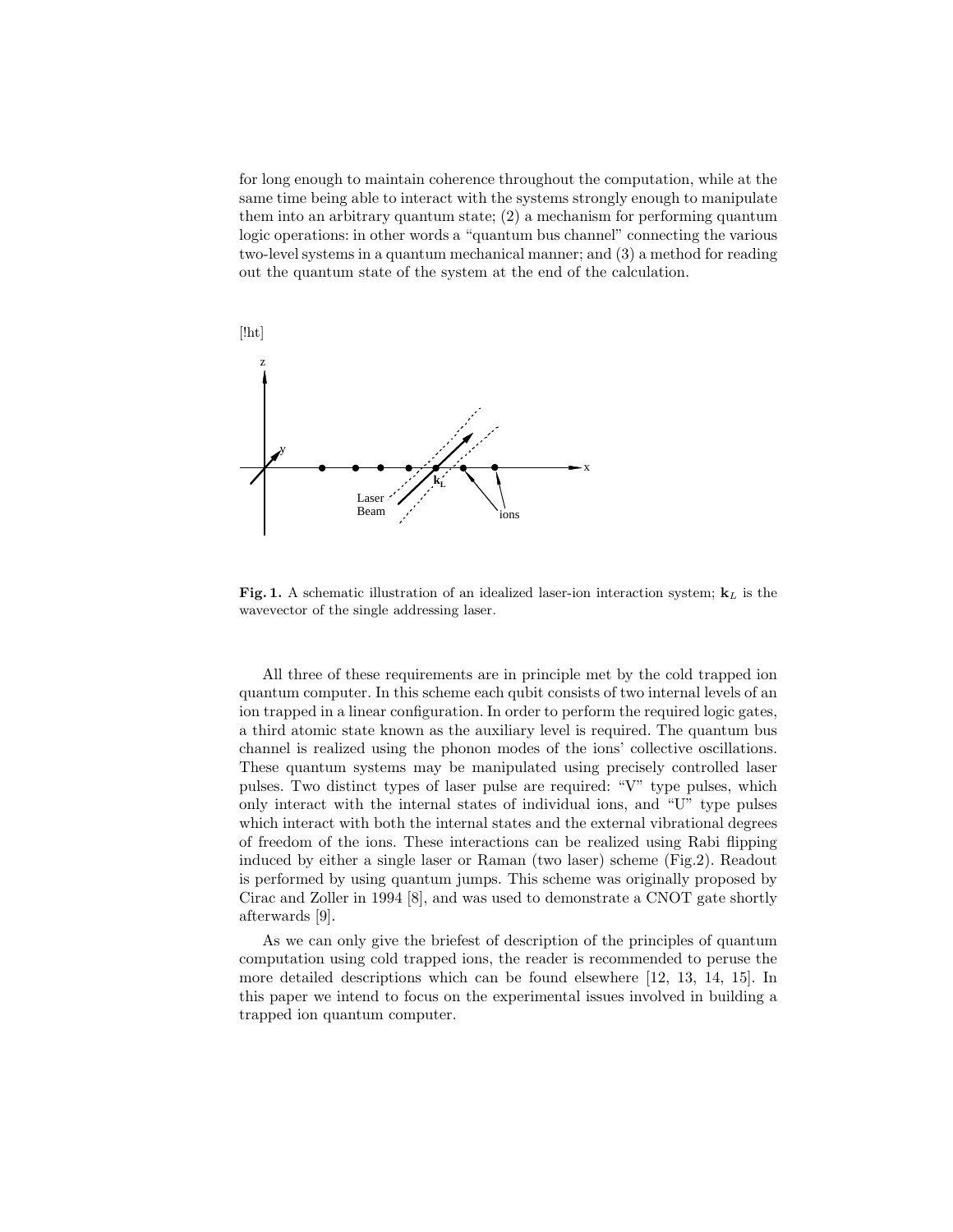for long enough to maintain coherence throughout the computation, while at the same time being able to interact with the systems strongly enough to manipulate them into an arbitrary quantum state; (2) a mechanism for performing quantum logic operations: in other words a "quantum bus channel" connecting the various two-level systems in a quantum mechanical manner; and (3) a method for reading out the quantum state of the system at the end of the calculation.

[!ht]

**Fig. 1.** A schematic illustration of an idealized laser-ion interaction system; $\mathbf{k}_L$ is the wavevector of the single addressing laser.

All three of these requirements are in principle met by the cold trapped ion quantum computer. In this scheme each qubit consists of two internal levels of an ion trapped in a linear configuration. In order to perform the required logic gates, a third atomic state known as the auxiliary level is required. The quantum bus channel is realized using the phonon modes of the ions' collective oscillations. These quantum systems may be manipulated using precisely controlled laser pulses. Two distinct types of laser pulse are required: "V" type pulses, which only interact with the internal states of individual ions, and "U" type pulses which interact with both the internal states and the external vibrational degrees of freedom of the ions. These interactions can be realized using Rabi flipping induced by either a single laser or Raman (two laser) scheme (Fig.2). Readout is performed by using quantum jumps. This scheme was originally proposed by Cirac and Zoller in 1994 [8], and was used to demonstrate a CNOT gate shortly afterwards [9].

As we can only give the briefest of description of the principles of quantum computation using cold trapped ions, the reader is recommended to peruse the more detailed descriptions which can be found elsewhere [12, 13, 14, 15]. In this paper we intend to focus on the experimental issues involved in building a trapped ion quantum computer.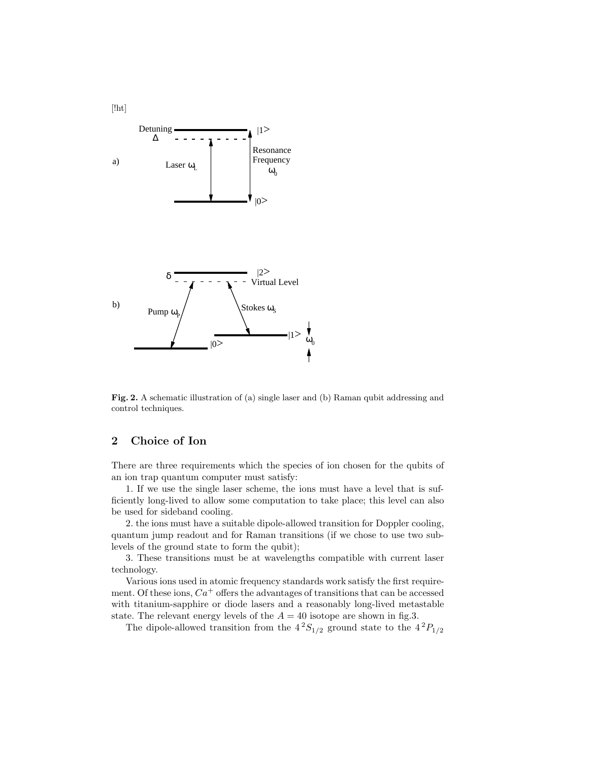[!ht]

**Fig. 2.** A schematic illustration of (a) single laser and (b) Raman qubit addressing and control techniques.

## 2 Choice of Ion

There are three requirements which the species of ion chosen for the qubits of an ion trap quantum computer must satisfy:

1. If we use the single laser scheme, the ions must have a level that is sufficiently long-lived to allow some computation to take place; this level can also be used for sideband cooling.

2. the ions must have a suitable dipole-allowed transition for Doppler cooling, quantum jump readout and for Raman transitions (if we chose to use two sublevels of the ground state to form the qubit);

3. These transitions must be at wavelengths compatible with current laser technology.

Various ions used in atomic frequency standards work satisfy the first requirement. Of these ions, $Ca^+$ offers the advantages of transitions that can be accessed with titanium-sapphire or diode lasers and a reasonably long-lived metastable state. The relevant energy levels of the $A = 40$ isotope are shown in fig.3.

The dipole-allowed transition from the $4\,^2S_{1/2}$ ground state to the $4\,^2P_{1/2}$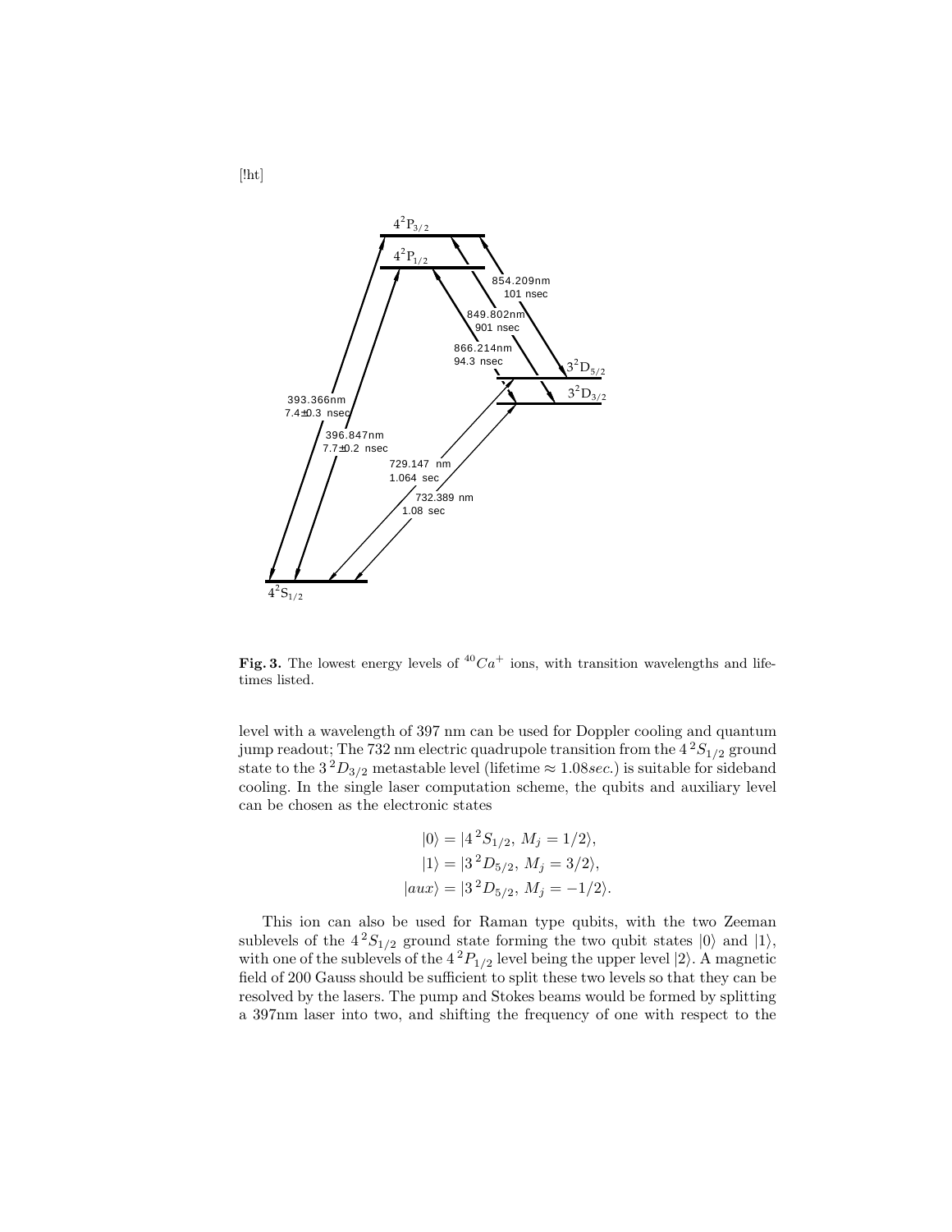[!ht]

**Fig. 3.** The lowest energy levels of $^{40}Ca^+$ ions, with transition wavelengths and lifetimes listed.

level with a wavelength of 397 nm can be used for Doppler cooling and quantum jump readout; The 732 nm electric quadrupole transition from the $4\,^2S_{1/2}$ ground state to the $3\,^2D_{3/2}$ metastable level (lifetime $\approx 1.08 sec.$) is suitable for sideband cooling. In the single laser computation scheme, the qubits and auxiliary level can be chosen as the electronic states

$$
\begin{aligned}
|0\rangle &= |4\,^2S_{1/2},\, M_j = 1/2\rangle, \\
|1\rangle &= |3\,^2D_{5/2},\, M_j = 3/2\rangle, \\
|aux\rangle &= |3\,^2D_{5/2},\, M_j = -1/2\rangle.
\end{aligned}
$$

This ion can also be used for Raman type qubits, with the two Zeeman sublevels of the $4\,^2S_{1/2}$ ground state forming the two qubit states $|0\rangle$ and $|1\rangle$, with one of the sublevels of the $4\,^2P_{1/2}$ level being the upper level $|2\rangle$. A magnetic field of 200 Gauss should be sufficient to split these two levels so that they can be resolved by the lasers. The pump and Stokes beams would be formed by splitting a 397nm laser into two, and shifting the frequency of one with respect to the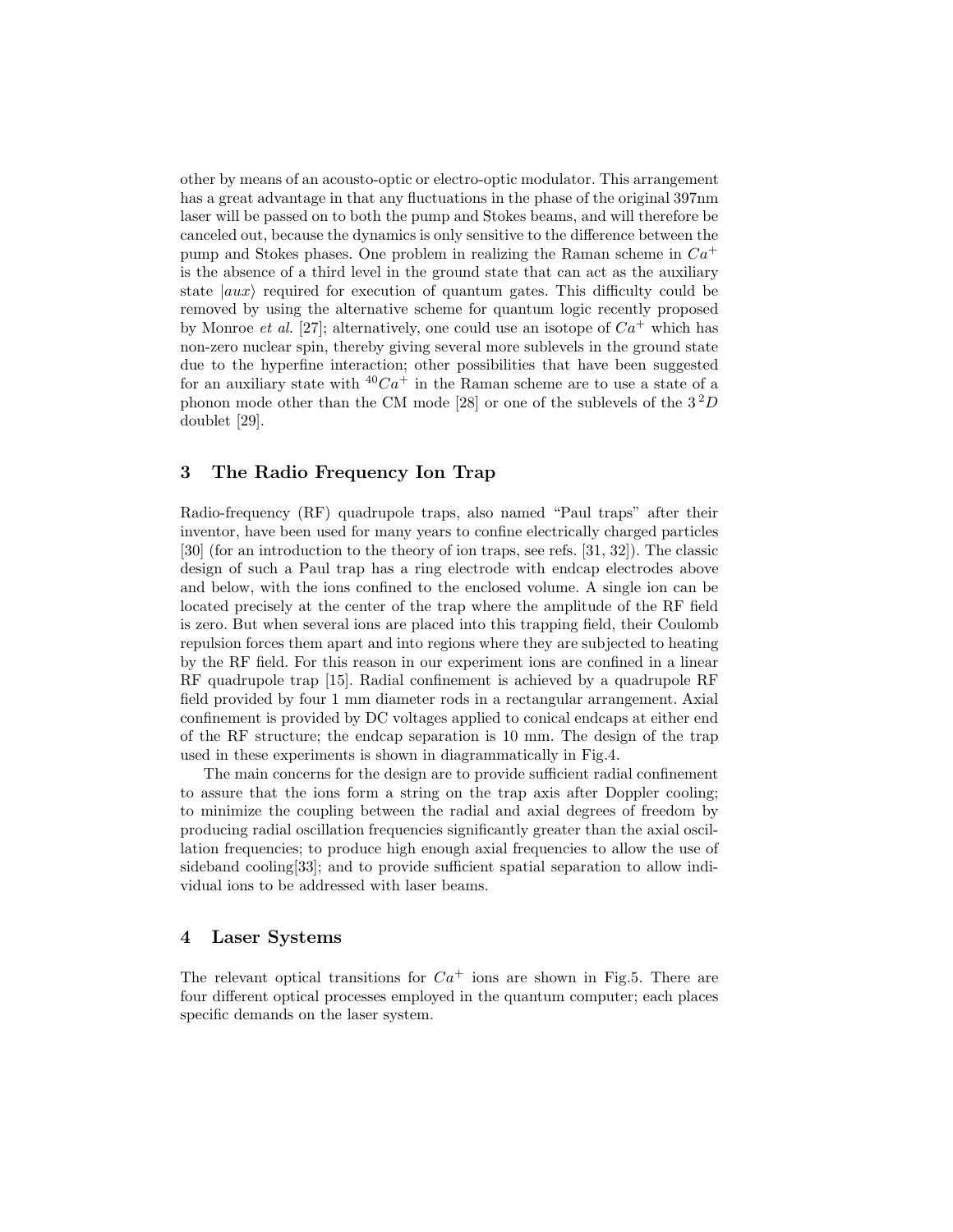other by means of an acousto-optic or electro-optic modulator. This arrangement has a great advantage in that any fluctuations in the phase of the original 397nm laser will be passed on to both the pump and Stokes beams, and will therefore be canceled out, because the dynamics is only sensitive to the difference between the pump and Stokes phases. One problem in realizing the Raman scheme in $Ca^+$ is the absence of a third level in the ground state that can act as the auxiliary state $|aux\rangle$ required for execution of quantum gates. This difficulty could be removed by using the alternative scheme for quantum logic recently proposed by Monroe *et al.* [27]; alternatively, one could use an isotope of $Ca^+$ which has non-zero nuclear spin, thereby giving several more sublevels in the ground state due to the hyperfine interaction; other possibilities that have been suggested for an auxiliary state with $^{40}Ca^+$ in the Raman scheme are to use a state of a phonon mode other than the CM mode [28] or one of the sublevels of the $3\,^2D$ doublet [29].

## 3 The Radio Frequency Ion Trap

Radio-frequency (RF) quadrupole traps, also named "Paul traps" after their inventor, have been used for many years to confine electrically charged particles [30] (for an introduction to the theory of ion traps, see refs. [31, 32]). The classic design of such a Paul trap has a ring electrode with endcap electrodes above and below, with the ions confined to the enclosed volume. A single ion can be located precisely at the center of the trap where the amplitude of the RF field is zero. But when several ions are placed into this trapping field, their Coulomb repulsion forces them apart and into regions where they are subjected to heating by the RF field. For this reason in our experiment ions are confined in a linear RF quadrupole trap [15]. Radial confinement is achieved by a quadrupole RF field provided by four 1 mm diameter rods in a rectangular arrangement. Axial confinement is provided by DC voltages applied to conical endcaps at either end of the RF structure; the endcap separation is 10 mm. The design of the trap used in these experiments is shown in diagrammatically in Fig.4.

The main concerns for the design are to provide sufficient radial confinement to assure that the ions form a string on the trap axis after Doppler cooling; to minimize the coupling between the radial and axial degrees of freedom by producing radial oscillation frequencies significantly greater than the axial oscillation frequencies; to produce high enough axial frequencies to allow the use of sideband cooling[33]; and to provide sufficient spatial separation to allow individual ions to be addressed with laser beams.

## 4 Laser Systems

The relevant optical transitions for $Ca^+$ ions are shown in Fig.5. There are four different optical processes employed in the quantum computer; each places specific demands on the laser system.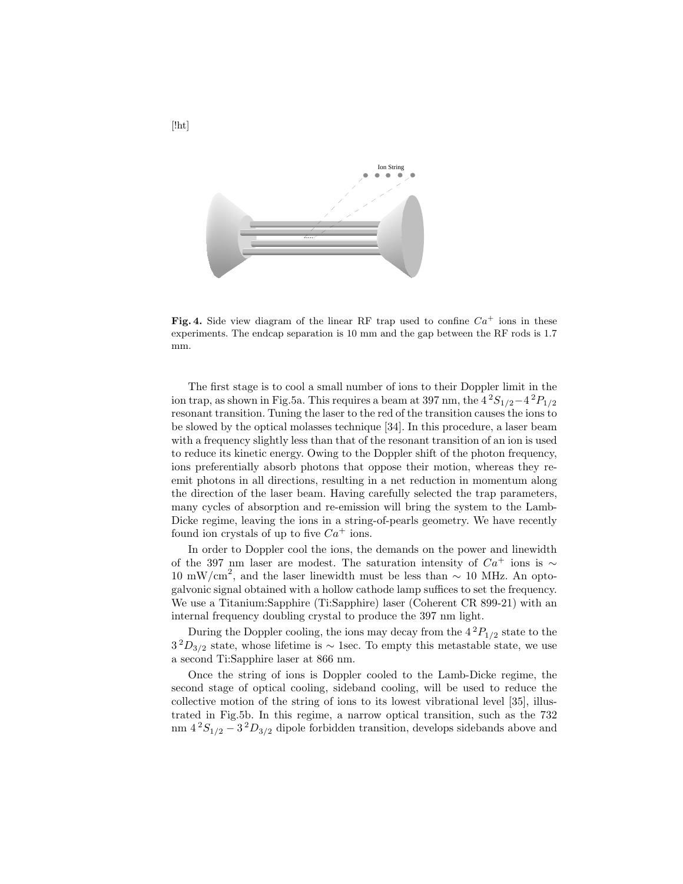[!ht]

**Fig. 4.** Side view diagram of the linear RF trap used to confine $Ca^+$ ions in these experiments. The endcap separation is 10 mm and the gap between the RF rods is 1.7 mm.

The first stage is to cool a small number of ions to their Doppler limit in the ion trap, as shown in Fig.5a. This requires a beam at 397 nm, the $4\,^2S_{1/2}$–$4\,^2P_{1/2}$ resonant transition. Tuning the laser to the red of the transition causes the ions to be slowed by the optical molasses technique [34]. In this procedure, a laser beam with a frequency slightly less than that of the resonant transition of an ion is used to reduce its kinetic energy. Owing to the Doppler shift of the photon frequency, ions preferentially absorb photons that oppose their motion, whereas they re-emit photons in all directions, resulting in a net reduction in momentum along the direction of the laser beam. Having carefully selected the trap parameters, many cycles of absorption and re-emission will bring the system to the Lamb-Dicke regime, leaving the ions in a string-of-pearls geometry. We have recently found ion crystals of up to five $Ca^+$ ions.

In order to Doppler cool the ions, the demands on the power and linewidth of the 397 nm laser are modest. The saturation intensity of $Ca^+$ ions is $\sim$ 10 mW/cm$^2$, and the laser linewidth must be less than $\sim$ 10 MHz. An opto-galvonic signal obtained with a hollow cathode lamp suffices to set the frequency. We use a Titanium:Sapphire (Ti:Sapphire) laser (Coherent CR 899-21) with an internal frequency doubling crystal to produce the 397 nm light.

During the Doppler cooling, the ions may decay from the $4\,^2P_{1/2}$ state to the $3\,^2D_{3/2}$ state, whose lifetime is $\sim$ 1sec. To empty this metastable state, we use a second Ti:Sapphire laser at 866 nm.

Once the string of ions is Doppler cooled to the Lamb-Dicke regime, the second stage of optical cooling, sideband cooling, will be used to reduce the collective motion of the string of ions to its lowest vibrational level [35], illustrated in Fig.5b. In this regime, a narrow optical transition, such as the 732 nm $4\,^2S_{1/2} - 3\,^2D_{3/2}$ dipole forbidden transition, develops sidebands above and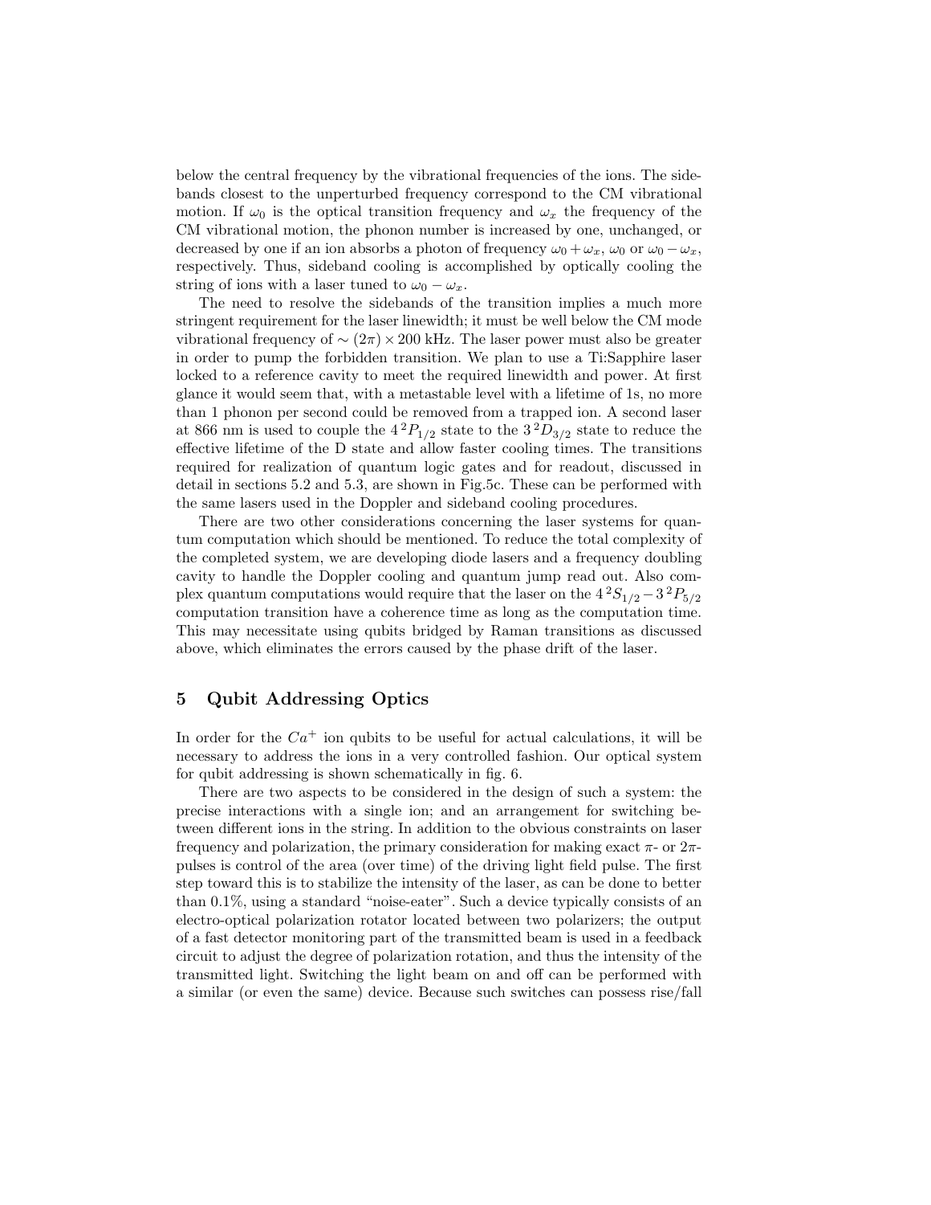below the central frequency by the vibrational frequencies of the ions. The sidebands closest to the unperturbed frequency correspond to the CM vibrational motion. If $\omega_0$ is the optical transition frequency and $\omega_x$ the frequency of the CM vibrational motion, the phonon number is increased by one, unchanged, or decreased by one if an ion absorbs a photon of frequency $\omega_0 + \omega_x$, $\omega_0$ or $\omega_0 - \omega_x$, respectively. Thus, sideband cooling is accomplished by optically cooling the string of ions with a laser tuned to $\omega_0 - \omega_x$.

The need to resolve the sidebands of the transition implies a much more stringent requirement for the laser linewidth; it must be well below the CM mode vibrational frequency of $\sim (2\pi) \times 200$ kHz. The laser power must also be greater in order to pump the forbidden transition. We plan to use a Ti:Sapphire laser locked to a reference cavity to meet the required linewidth and power. At first glance it would seem that, with a metastable level with a lifetime of 1s, no more than 1 phonon per second could be removed from a trapped ion. A second laser at 866 nm is used to couple the $4\,^2P_{1/2}$ state to the $3\,^2D_{3/2}$ state to reduce the effective lifetime of the D state and allow faster cooling times. The transitions required for realization of quantum logic gates and for readout, discussed in detail in sections 5.2 and 5.3, are shown in Fig.5c. These can be performed with the same lasers used in the Doppler and sideband cooling procedures.

There are two other considerations concerning the laser systems for quantum computation which should be mentioned. To reduce the total complexity of the completed system, we are developing diode lasers and a frequency doubling cavity to handle the Doppler cooling and quantum jump read out. Also complex quantum computations would require that the laser on the $4\,^2S_{1/2} - 3\,^2P_{5/2}$ computation transition have a coherence time as long as the computation time. This may necessitate using qubits bridged by Raman transitions as discussed above, which eliminates the errors caused by the phase drift of the laser.

## 5 Qubit Addressing Optics

In order for the $Ca^+$ ion qubits to be useful for actual calculations, it will be necessary to address the ions in a very controlled fashion. Our optical system for qubit addressing is shown schematically in fig. 6.

There are two aspects to be considered in the design of such a system: the precise interactions with a single ion; and an arrangement for switching between different ions in the string. In addition to the obvious constraints on laser frequency and polarization, the primary consideration for making exact $\pi$- or $2\pi$-pulses is control of the area (over time) of the driving light field pulse. The first step toward this is to stabilize the intensity of the laser, as can be done to better than 0.1%, using a standard "noise-eater". Such a device typically consists of an electro-optical polarization rotator located between two polarizers; the output of a fast detector monitoring part of the transmitted beam is used in a feedback circuit to adjust the degree of polarization rotation, and thus the intensity of the transmitted light. Switching the light beam on and off can be performed with a similar (or even the same) device. Because such switches can possess rise/fall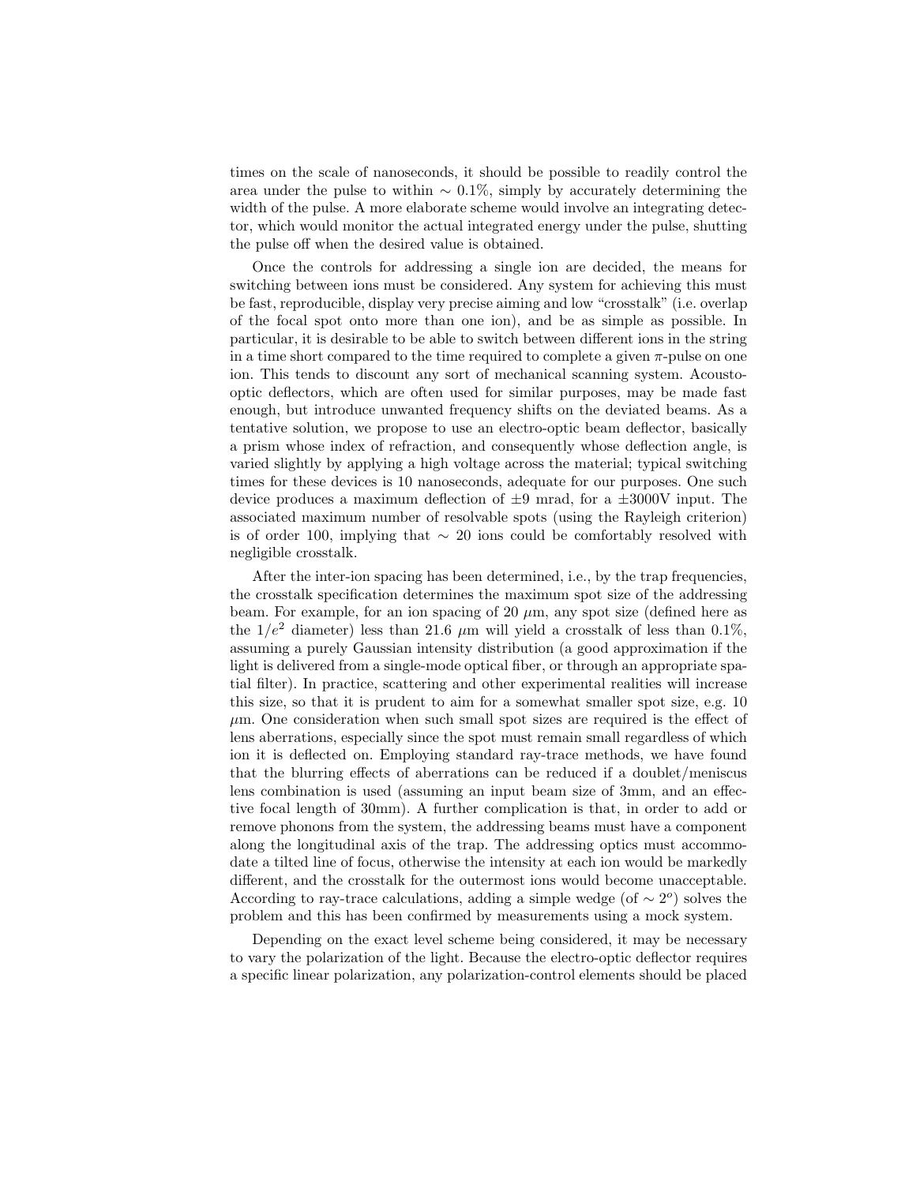times on the scale of nanoseconds, it should be possible to readily control the area under the pulse to within $\sim 0.1\%$, simply by accurately determining the width of the pulse. A more elaborate scheme would involve an integrating detector, which would monitor the actual integrated energy under the pulse, shutting the pulse off when the desired value is obtained.

Once the controls for addressing a single ion are decided, the means for switching between ions must be considered. Any system for achieving this must be fast, reproducible, display very precise aiming and low "crosstalk" (i.e. overlap of the focal spot onto more than one ion), and be as simple as possible. In particular, it is desirable to be able to switch between different ions in the string in a time short compared to the time required to complete a given $\pi$-pulse on one ion. This tends to discount any sort of mechanical scanning system. Acousto-optic deflectors, which are often used for similar purposes, may be made fast enough, but introduce unwanted frequency shifts on the deviated beams. As a tentative solution, we propose to use an electro-optic beam deflector, basically a prism whose index of refraction, and consequently whose deflection angle, is varied slightly by applying a high voltage across the material; typical switching times for these devices is 10 nanoseconds, adequate for our purposes. One such device produces a maximum deflection of $\pm 9$ mrad, for a $\pm 3000$V input. The associated maximum number of resolvable spots (using the Rayleigh criterion) is of order 100, implying that $\sim 20$ ions could be comfortably resolved with negligible crosstalk.

After the inter-ion spacing has been determined, i.e., by the trap frequencies, the crosstalk specification determines the maximum spot size of the addressing beam. For example, for an ion spacing of 20 $\mu$m, any spot size (defined here as the $1/e^2$ diameter) less than 21.6 $\mu$m will yield a crosstalk of less than 0.1%, assuming a purely Gaussian intensity distribution (a good approximation if the light is delivered from a single-mode optical fiber, or through an appropriate spatial filter). In practice, scattering and other experimental realities will increase this size, so that it is prudent to aim for a somewhat smaller spot size, e.g. 10 $\mu$m. One consideration when such small spot sizes are required is the effect of lens aberrations, especially since the spot must remain small regardless of which ion it is deflected on. Employing standard ray-trace methods, we have found that the blurring effects of aberrations can be reduced if a doublet/meniscus lens combination is used (assuming an input beam size of 3mm, and an effective focal length of 30mm). A further complication is that, in order to add or remove phonons from the system, the addressing beams must have a component along the longitudinal axis of the trap. The addressing optics must accommodate a tilted line of focus, otherwise the intensity at each ion would be markedly different, and the crosstalk for the outermost ions would become unacceptable. According to ray-trace calculations, adding a simple wedge (of $\sim 2^o$) solves the problem and this has been confirmed by measurements using a mock system.

Depending on the exact level scheme being considered, it may be necessary to vary the polarization of the light. Because the electro-optic deflector requires a specific linear polarization, any polarization-control elements should be placed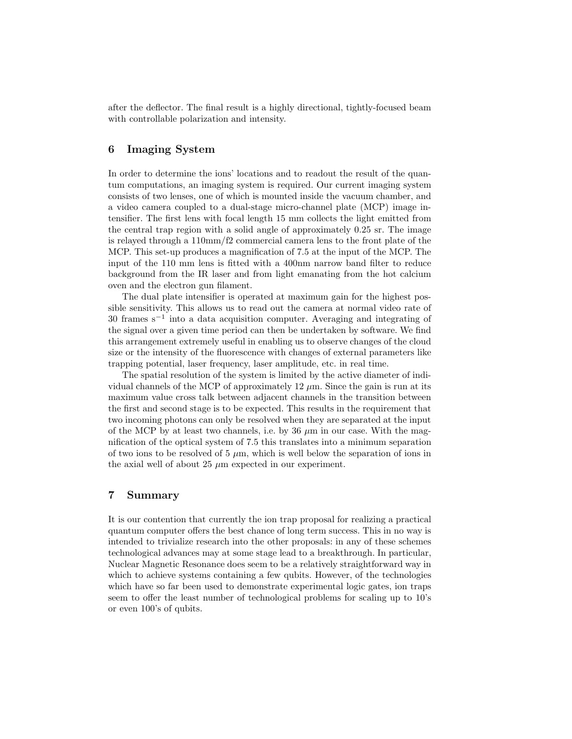after the deflector. The final result is a highly directional, tightly-focused beam with controllable polarization and intensity.

## 6 Imaging System

In order to determine the ions' locations and to readout the result of the quantum computations, an imaging system is required. Our current imaging system consists of two lenses, one of which is mounted inside the vacuum chamber, and a video camera coupled to a dual-stage micro-channel plate (MCP) image intensifier. The first lens with focal length 15 mm collects the light emitted from the central trap region with a solid angle of approximately 0.25 sr. The image is relayed through a 110mm/f2 commercial camera lens to the front plate of the MCP. This set-up produces a magnification of 7.5 at the input of the MCP. The input of the 110 mm lens is fitted with a 400nm narrow band filter to reduce background from the IR laser and from light emanating from the hot calcium oven and the electron gun filament.

The dual plate intensifier is operated at maximum gain for the highest possible sensitivity. This allows us to read out the camera at normal video rate of 30 frames $s^{-1}$ into a data acquisition computer. Averaging and integrating of the signal over a given time period can then be undertaken by software. We find this arrangement extremely useful in enabling us to observe changes of the cloud size or the intensity of the fluorescence with changes of external parameters like trapping potential, laser frequency, laser amplitude, etc. in real time.

The spatial resolution of the system is limited by the active diameter of individual channels of the MCP of approximately 12 $\mu$m. Since the gain is run at its maximum value cross talk between adjacent channels in the transition between the first and second stage is to be expected. This results in the requirement that two incoming photons can only be resolved when they are separated at the input of the MCP by at least two channels, i.e. by 36 $\mu$m in our case. With the magnification of the optical system of 7.5 this translates into a minimum separation of two ions to be resolved of 5 $\mu$m, which is well below the separation of ions in the axial well of about 25 $\mu$m expected in our experiment.

## 7 Summary

It is our contention that currently the ion trap proposal for realizing a practical quantum computer offers the best chance of long term success. This in no way is intended to trivialize research into the other proposals: in any of these schemes technological advances may at some stage lead to a breakthrough. In particular, Nuclear Magnetic Resonance does seem to be a relatively straightforward way in which to achieve systems containing a few qubits. However, of the technologies which have so far been used to demonstrate experimental logic gates, ion traps seem to offer the least number of technological problems for scaling up to 10's or even 100's of qubits.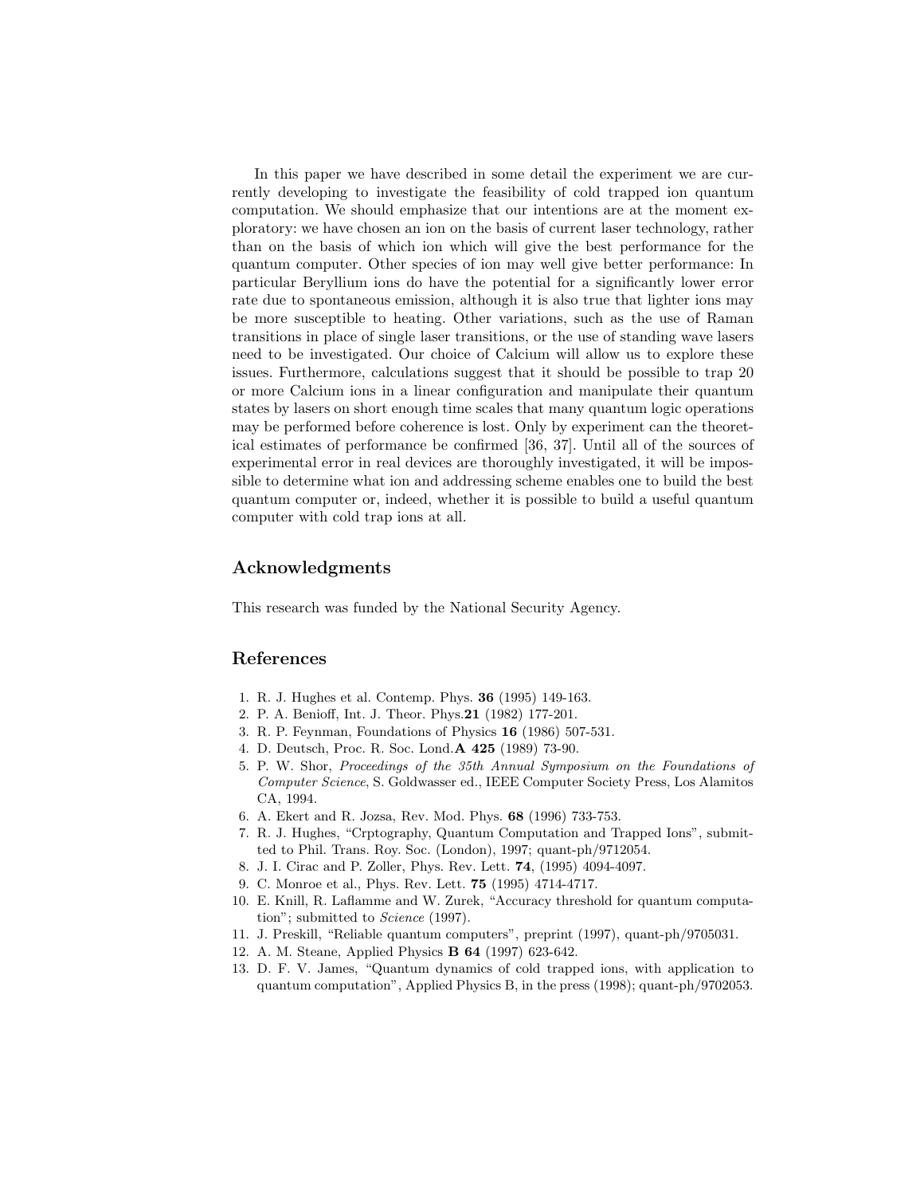In this paper we have described in some detail the experiment we are currently developing to investigate the feasibility of cold trapped ion quantum computation. We should emphasize that our intentions are at the moment exploratory: we have chosen an ion on the basis of current laser technology, rather than on the basis of which ion which will give the best performance for the quantum computer. Other species of ion may well give better performance: In particular Beryllium ions do have the potential for a significantly lower error rate due to spontaneous emission, although it is also true that lighter ions may be more susceptible to heating. Other variations, such as the use of Raman transitions in place of single laser transitions, or the use of standing wave lasers need to be investigated. Our choice of Calcium will allow us to explore these issues. Furthermore, calculations suggest that it should be possible to trap 20 or more Calcium ions in a linear configuration and manipulate their quantum states by lasers on short enough time scales that many quantum logic operations may be performed before coherence is lost. Only by experiment can the theoretical estimates of performance be confirmed [36, 37]. Until all of the sources of experimental error in real devices are thoroughly investigated, it will be impossible to determine what ion and addressing scheme enables one to build the best quantum computer or, indeed, whether it is possible to build a useful quantum computer with cold trap ions at all.

## Acknowledgments

This research was funded by the National Security Agency.

## References

1. R. J. Hughes et al. Contemp. Phys. **36** (1995) 149-163.
2. P. A. Benioff, Int. J. Theor. Phys.**21** (1982) 177-201.
3. R. P. Feynman, Foundations of Physics **16** (1986) 507-531.
4. D. Deutsch, Proc. R. Soc. Lond.**A 425** (1989) 73-90.
5. P. W. Shor, *Proceedings of the 35th Annual Symposium on the Foundations of Computer Science*, S. Goldwasser ed., IEEE Computer Society Press, Los Alamitos CA, 1994.
6. A. Ekert and R. Jozsa, Rev. Mod. Phys. **68** (1996) 733-753.
7. R. J. Hughes, "Crptography, Quantum Computation and Trapped Ions", submitted to Phil. Trans. Roy. Soc. (London), 1997; quant-ph/9712054.
8. J. I. Cirac and P. Zoller, Phys. Rev. Lett. **74**, (1995) 4094-4097.
9. C. Monroe et al., Phys. Rev. Lett. **75** (1995) 4714-4717.
10. E. Knill, R. Laflamme and W. Zurek, "Accuracy threshold for quantum computation"; submitted to *Science* (1997).
11. J. Preskill, "Reliable quantum computers", preprint (1997), quant-ph/9705031.
12. A. M. Steane, Applied Physics **B 64** (1997) 623-642.
13. D. F. V. James, "Quantum dynamics of cold trapped ions, with application to quantum computation", Applied Physics B, in the press (1998); quant-ph/9702053.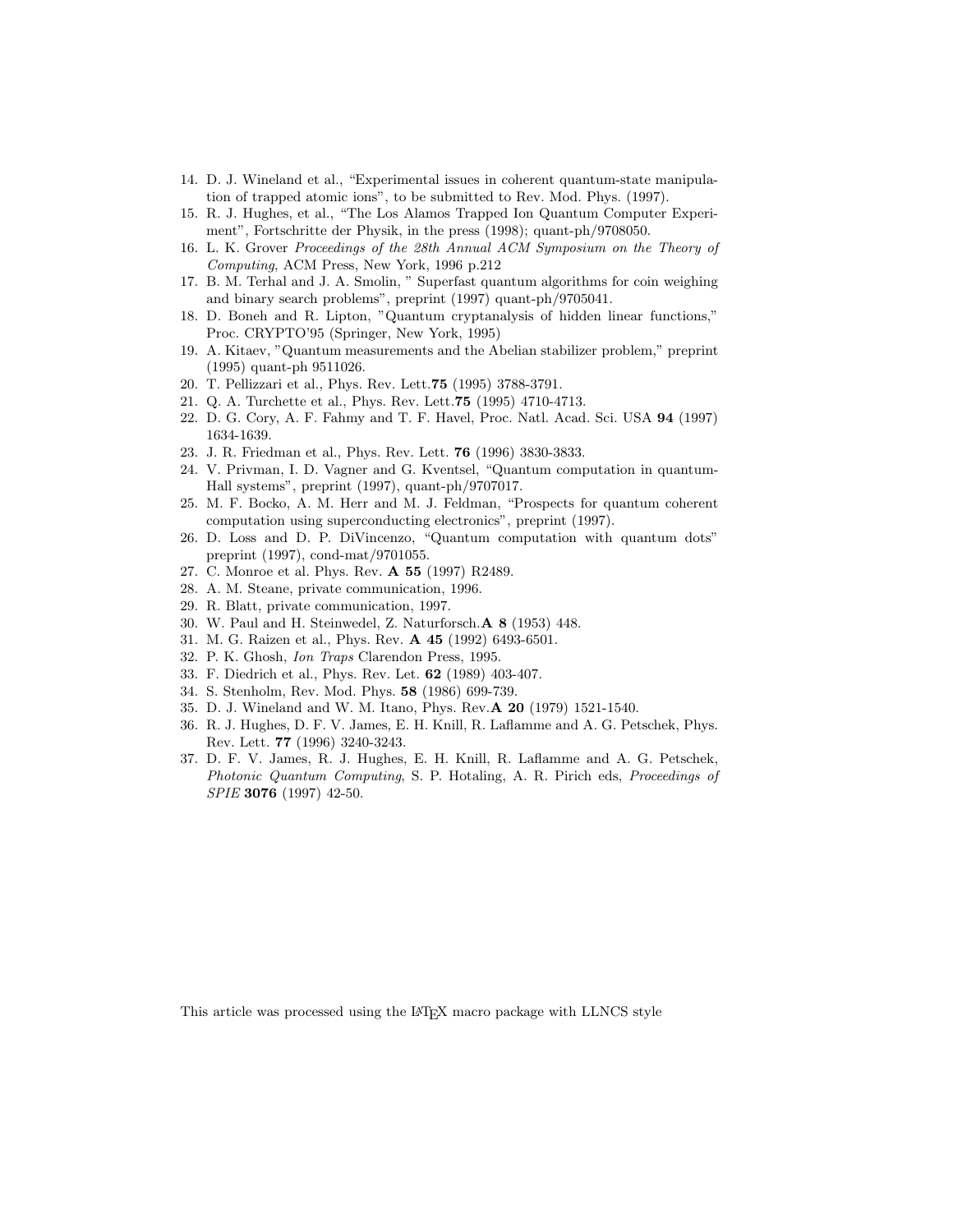14. D. J. Wineland et al., “Experimental issues in coherent quantum-state manipulation of trapped atomic ions”, to be submitted to Rev. Mod. Phys. (1997).
15. R. J. Hughes, et al., “The Los Alamos Trapped Ion Quantum Computer Experiment”, Fortschritte der Physik, in the press (1998); quant-ph/9708050.
16. L. K. Grover *Proceedings of the 28th Annual ACM Symposium on the Theory of Computing*, ACM Press, New York, 1996 p.212
17. B. M. Terhal and J. A. Smolin, ” Superfast quantum algorithms for coin weighing and binary search problems”, preprint (1997) quant-ph/9705041.
18. D. Boneh and R. Lipton, ”Quantum cryptanalysis of hidden linear functions,” Proc. CRYPTO’95 (Springer, New York, 1995)
19. A. Kitaev, ”Quantum measurements and the Abelian stabilizer problem,” preprint (1995) quant-ph 9511026.
20. T. Pellizzari et al., Phys. Rev. Lett.**75** (1995) 3788-3791.
21. Q. A. Turchette et al., Phys. Rev. Lett.**75** (1995) 4710-4713.
22. D. G. Cory, A. F. Fahmy and T. F. Havel, Proc. Natl. Acad. Sci. USA **94** (1997) 1634-1639.
23. J. R. Friedman et al., Phys. Rev. Lett. **76** (1996) 3830-3833.
24. V. Privman, I. D. Vagner and G. Kventsel, “Quantum computation in quantum-Hall systems”, preprint (1997), quant-ph/9707017.
25. M. F. Bocko, A. M. Herr and M. J. Feldman, “Prospects for quantum coherent computation using superconducting electronics”, preprint (1997).
26. D. Loss and D. P. DiVincenzo, “Quantum computation with quantum dots” preprint (1997), cond-mat/9701055.
27. C. Monroe et al. Phys. Rev. **A 55** (1997) R2489.
28. A. M. Steane, private communication, 1996.
29. R. Blatt, private communication, 1997.
30. W. Paul and H. Steinwedel, Z. Naturforsch.**A 8** (1953) 448.
31. M. G. Raizen et al., Phys. Rev. **A 45** (1992) 6493-6501.
32. P. K. Ghosh, *Ion Traps* Clarendon Press, 1995.
33. F. Diedrich et al., Phys. Rev. Let. **62** (1989) 403-407.
34. S. Stenholm, Rev. Mod. Phys. **58** (1986) 699-739.
35. D. J. Wineland and W. M. Itano, Phys. Rev.**A 20** (1979) 1521-1540.
36. R. J. Hughes, D. F. V. James, E. H. Knill, R. Laflamme and A. G. Petschek, Phys. Rev. Lett. **77** (1996) 3240-3243.
37. D. F. V. James, R. J. Hughes, E. H. Knill, R. Laflamme and A. G. Petschek, *Photonic Quantum Computing*, S. P. Hotaling, A. R. Pirich eds, *Proceedings of SPIE* **3076** (1997) 42-50.

This article was processed using the LaTeX macro package with LLNCS style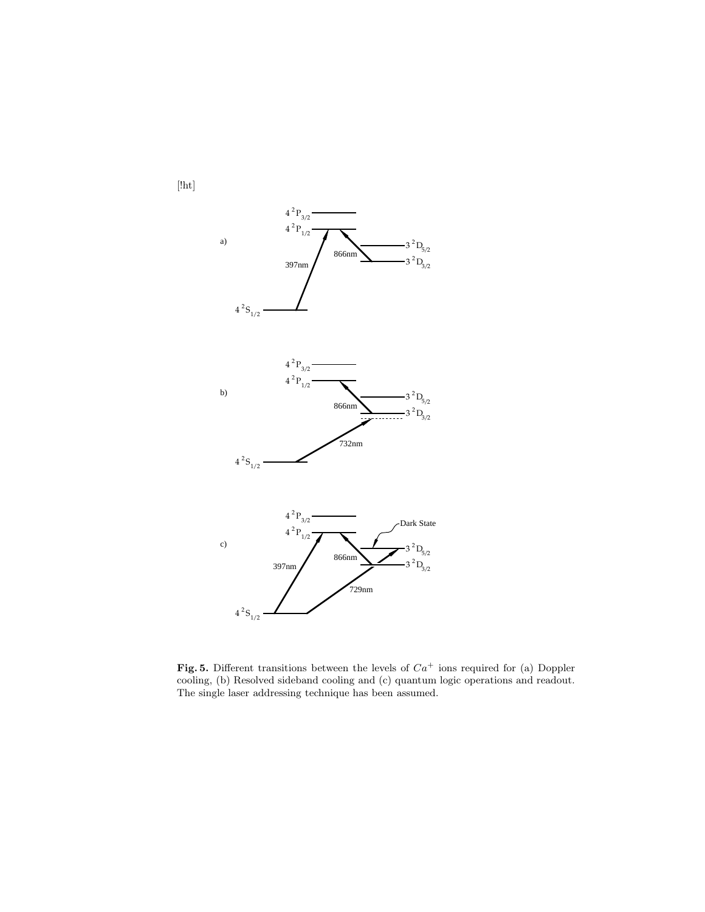[!ht]

**Fig. 5.** Different transitions between the levels of $Ca^+$ ions required for (a) Doppler cooling, (b) Resolved sideband cooling and (c) quantum logic operations and readout. The single laser addressing technique has been assumed.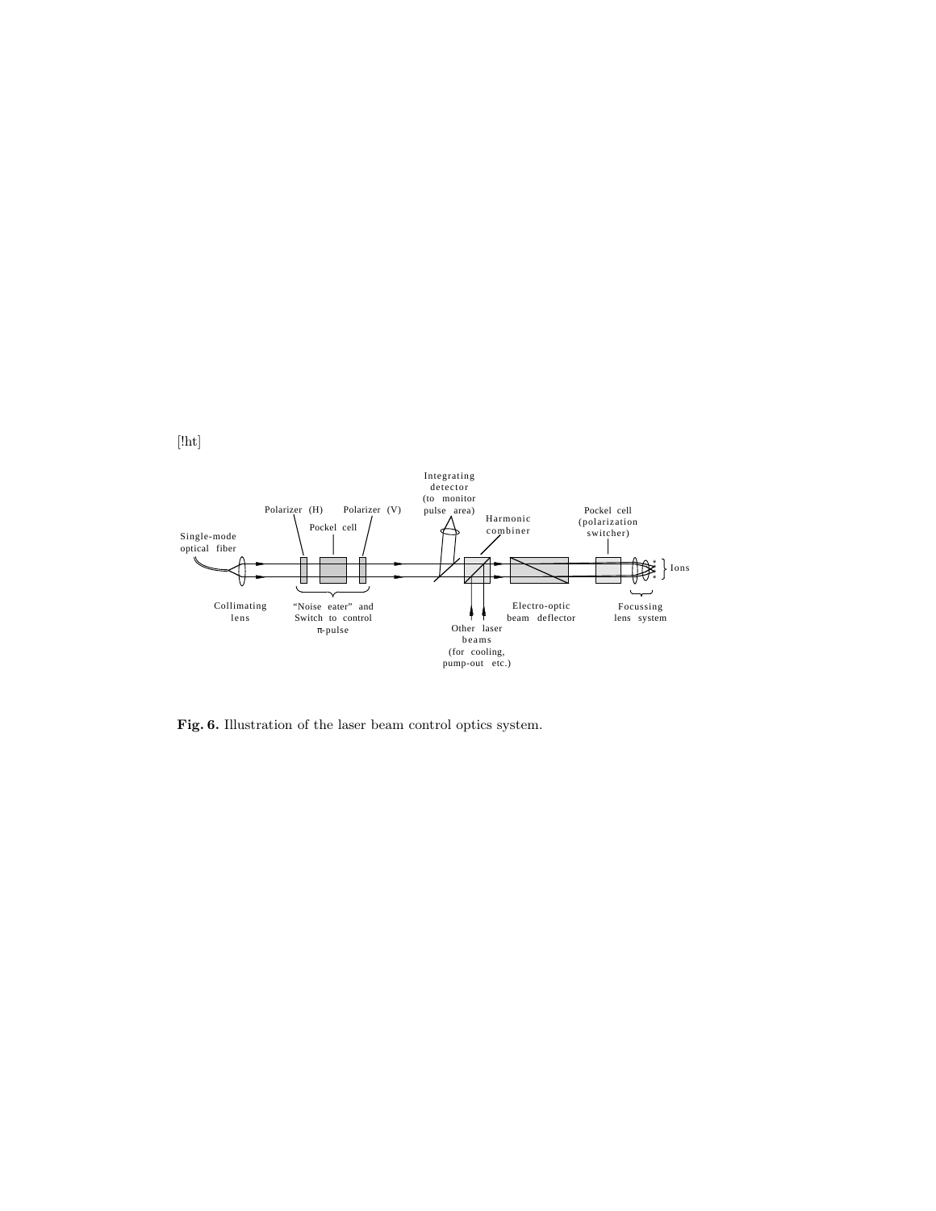[!ht]

Integrating detector (to monitor pulse area)

Polarizer (H)

Polarizer (V)

Pockel cell

Harmonic combiner

Pockel cell (polarization switcher)

Single-mode optical fiber

Ions

Collimating lens

"Noise eater" and Switch to control π-pulse

Other laser beams (for cooling, pump-out etc.)

Electro-optic beam deflector

Focussing lens system

**Fig. 6.** Illustration of the laser beam control optics system.